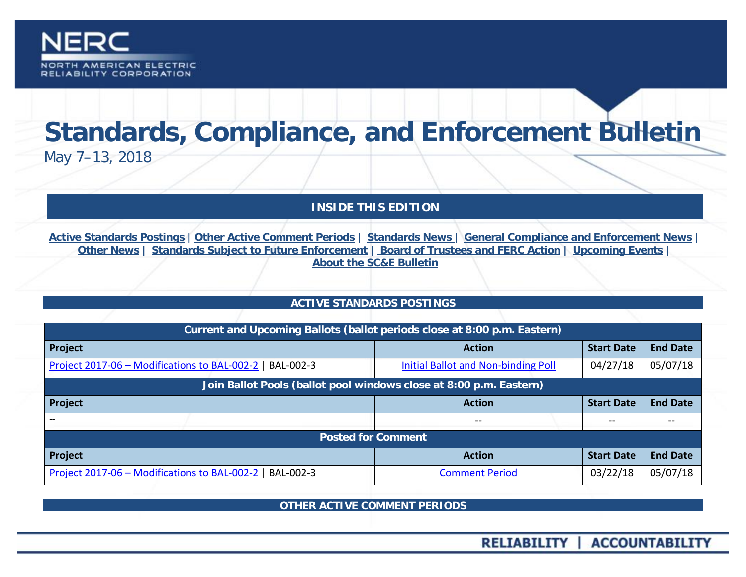NERC
NORTH AMERICAN ELECTRIC
RELIABILITY CORPORATION

# Standards, Compliance, and Enforcement Bulletin

May 7–13, 2018

## INSIDE THIS EDITION

Active Standards Postings | Other Active Comment Periods | Standards News | General Compliance and Enforcement News | Other News | Standards Subject to Future Enforcement | Board of Trustees and FERC Action | Upcoming Events | About the SC&E Bulletin

## ACTIVE STANDARDS POSTINGS

| Current and Upcoming Ballots (ballot periods close at 8:00 p.m. Eastern) | | | |
|---|---|---|---|
| **Project** | **Action** | **Start Date** | **End Date** |
| Project 2017-06 – Modifications to BAL-002-2 \| BAL-002-3 | Initial Ballot and Non-binding Poll | 04/27/18 | 05/07/18 |
| **Join Ballot Pools (ballot pool windows close at 8:00 p.m. Eastern)** | | | |
| **Project** | **Action** | **Start Date** | **End Date** |
| -- | -- | -- | -- |
| **Posted for Comment** | | | |
| **Project** | **Action** | **Start Date** | **End Date** |
| Project 2017-06 – Modifications to BAL-002-2 \| BAL-002-3 | Comment Period | 03/22/18 | 05/07/18 |

## OTHER ACTIVE COMMENT PERIODS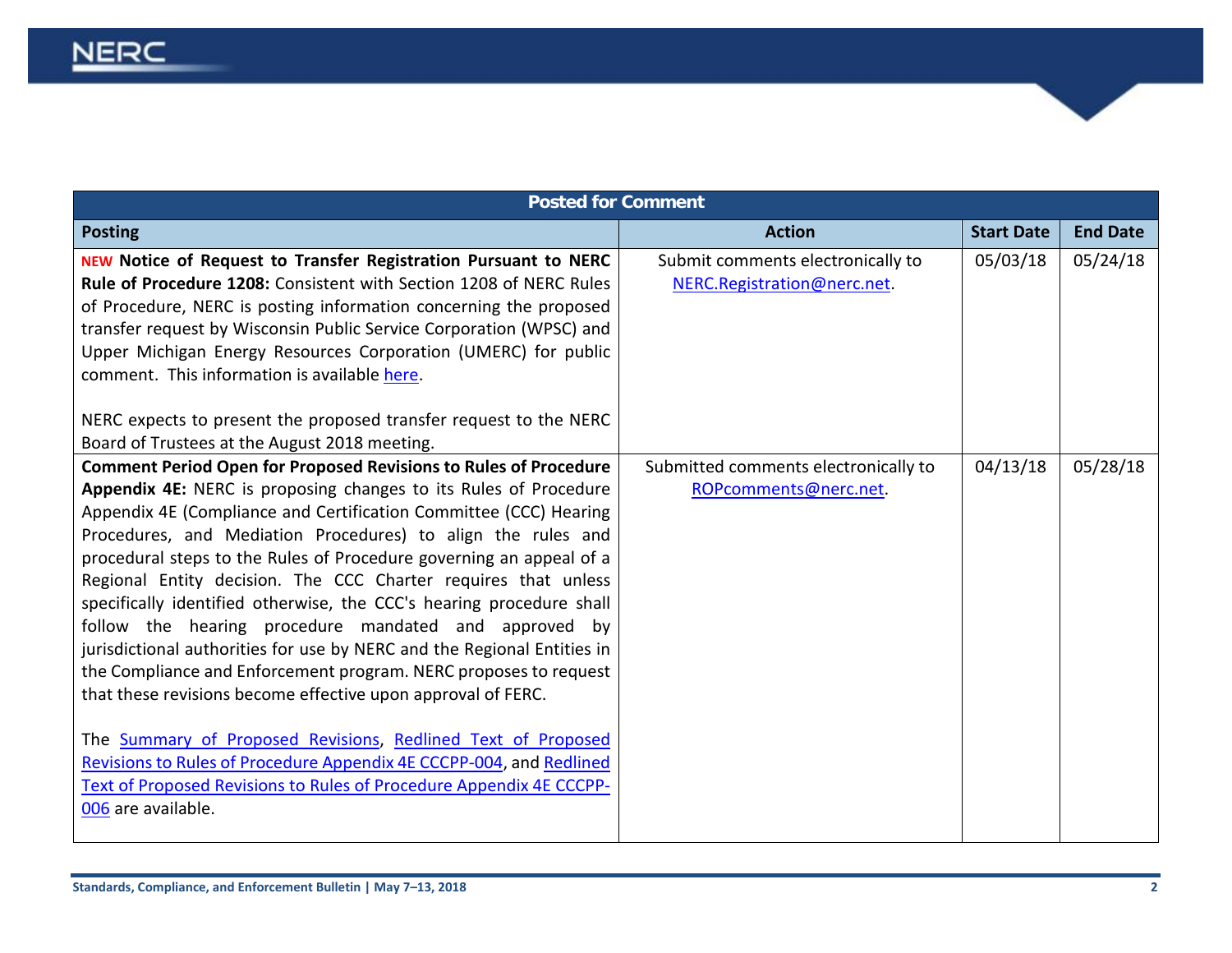| Posted for Comment | | | |
|---|---|---|---|
| **Posting** | **Action** | **Start Date** | **End Date** |
| NEW **Notice of Request to Transfer Registration Pursuant to NERC Rule of Procedure 1208:** Consistent with Section 1208 of NERC Rules of Procedure, NERC is posting information concerning the proposed transfer request by Wisconsin Public Service Corporation (WPSC) and Upper Michigan Energy Resources Corporation (UMERC) for public comment. This information is available here.<br><br>NERC expects to present the proposed transfer request to the NERC Board of Trustees at the August 2018 meeting. | Submit comments electronically to NERC.Registration@nerc.net. | 05/03/18 | 05/24/18 |
| **Comment Period Open for Proposed Revisions to Rules of Procedure Appendix 4E:** NERC is proposing changes to its Rules of Procedure Appendix 4E (Compliance and Certification Committee (CCC) Hearing Procedures, and Mediation Procedures) to align the rules and procedural steps to the Rules of Procedure governing an appeal of a Regional Entity decision. The CCC Charter requires that unless specifically identified otherwise, the CCC's hearing procedure shall follow the hearing procedure mandated and approved by jurisdictional authorities for use by NERC and the Regional Entities in the Compliance and Enforcement program. NERC proposes to request that these revisions become effective upon approval of FERC.<br><br>The Summary of Proposed Revisions, Redlined Text of Proposed Revisions to Rules of Procedure Appendix 4E CCCPP-004, and Redlined Text of Proposed Revisions to Rules of Procedure Appendix 4E CCCPP-006 are available. | Submitted comments electronically to ROPcomments@nerc.net. | 04/13/18 | 05/28/18 |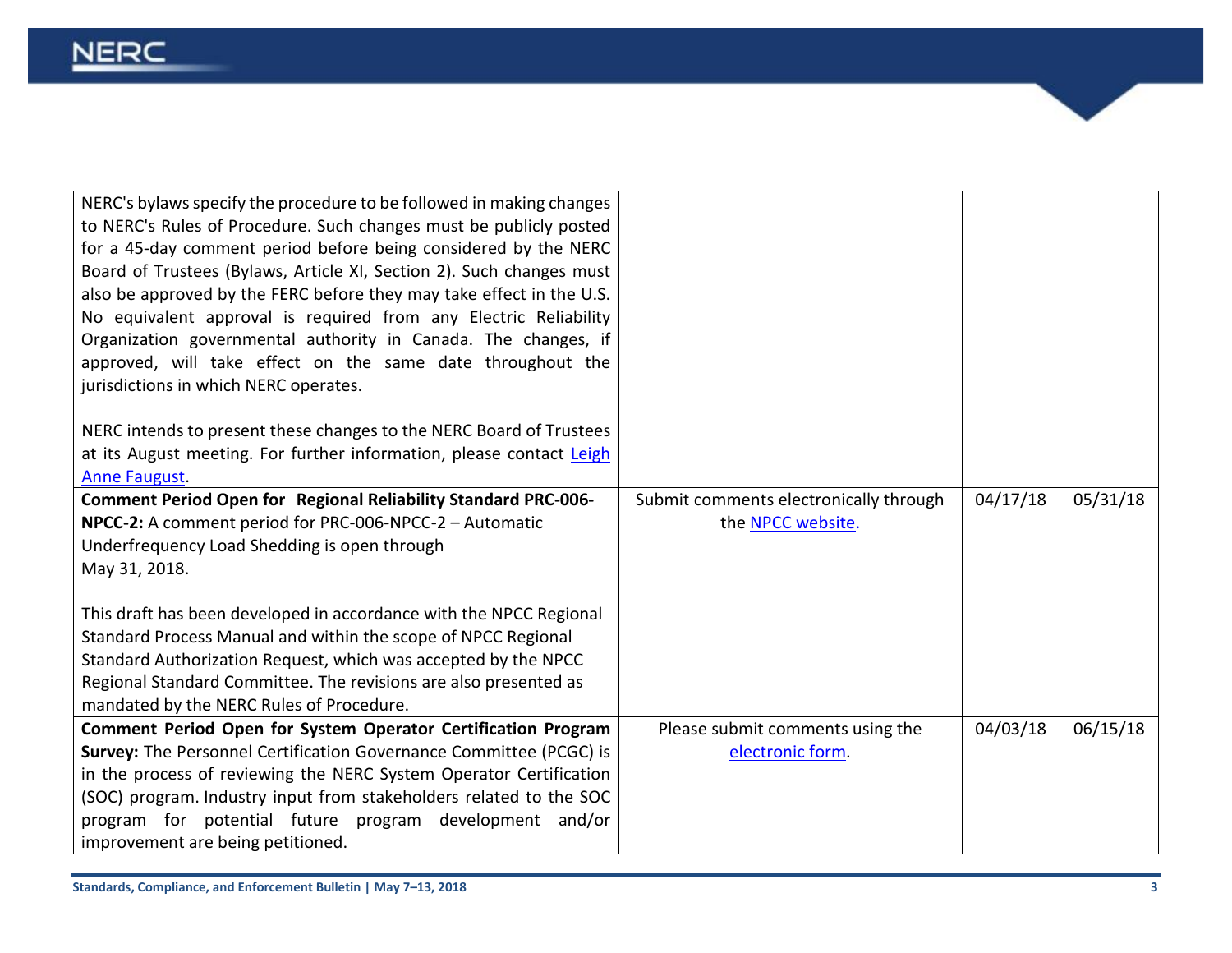| | | | |
|---|---|---|---|
| NERC's bylaws specify the procedure to be followed in making changes to NERC's Rules of Procedure. Such changes must be publicly posted for a 45-day comment period before being considered by the NERC Board of Trustees (Bylaws, Article XI, Section 2). Such changes must also be approved by the FERC before they may take effect in the U.S. No equivalent approval is required from any Electric Reliability Organization governmental authority in Canada. The changes, if approved, will take effect on the same date throughout the jurisdictions in which NERC operates.<br><br>NERC intends to present these changes to the NERC Board of Trustees at its August meeting. For further information, please contact Leigh Anne Faugust. | | | |
| **Comment Period Open for Regional Reliability Standard PRC-006-NPCC-2:** A comment period for PRC-006-NPCC-2 – Automatic Underfrequency Load Shedding is open through May 31, 2018.<br><br>This draft has been developed in accordance with the NPCC Regional Standard Process Manual and within the scope of NPCC Regional Standard Authorization Request, which was accepted by the NPCC Regional Standard Committee. The revisions are also presented as mandated by the NERC Rules of Procedure. | Submit comments electronically through the NPCC website. | 04/17/18 | 05/31/18 |
| **Comment Period Open for System Operator Certification Program Survey:** The Personnel Certification Governance Committee (PCGC) is in the process of reviewing the NERC System Operator Certification (SOC) program. Industry input from stakeholders related to the SOC program for potential future program development and/or improvement are being petitioned. | Please submit comments using the electronic form. | 04/03/18 | 06/15/18 |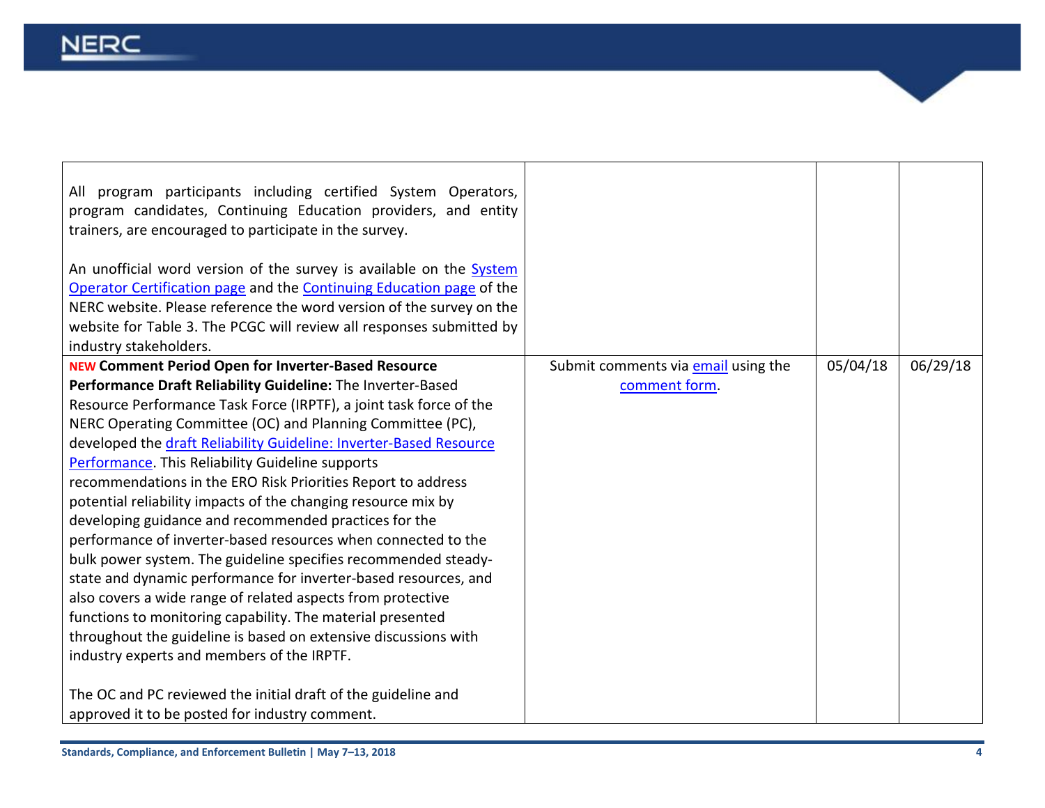| | | | |
|---|---|---|---|
| All program participants including certified System Operators, program candidates, Continuing Education providers, and entity trainers, are encouraged to participate in the survey.<br><br>An unofficial word version of the survey is available on the System Operator Certification page and the Continuing Education page of the NERC website. Please reference the word version of the survey on the website for Table 3. The PCGC will review all responses submitted by industry stakeholders. | | | |
| NEW **Comment Period Open for Inverter-Based Resource Performance Draft Reliability Guideline:** The Inverter-Based Resource Performance Task Force (IRPTF), a joint task force of the NERC Operating Committee (OC) and Planning Committee (PC), developed the draft Reliability Guideline: Inverter-Based Resource Performance. This Reliability Guideline supports recommendations in the ERO Risk Priorities Report to address potential reliability impacts of the changing resource mix by developing guidance and recommended practices for the performance of inverter-based resources when connected to the bulk power system. The guideline specifies recommended steady-state and dynamic performance for inverter-based resources, and also covers a wide range of related aspects from protective functions to monitoring capability. The material presented throughout the guideline is based on extensive discussions with industry experts and members of the IRPTF.<br><br>The OC and PC reviewed the initial draft of the guideline and approved it to be posted for industry comment. | Submit comments via email using the comment form. | 05/04/18 | 06/29/18 |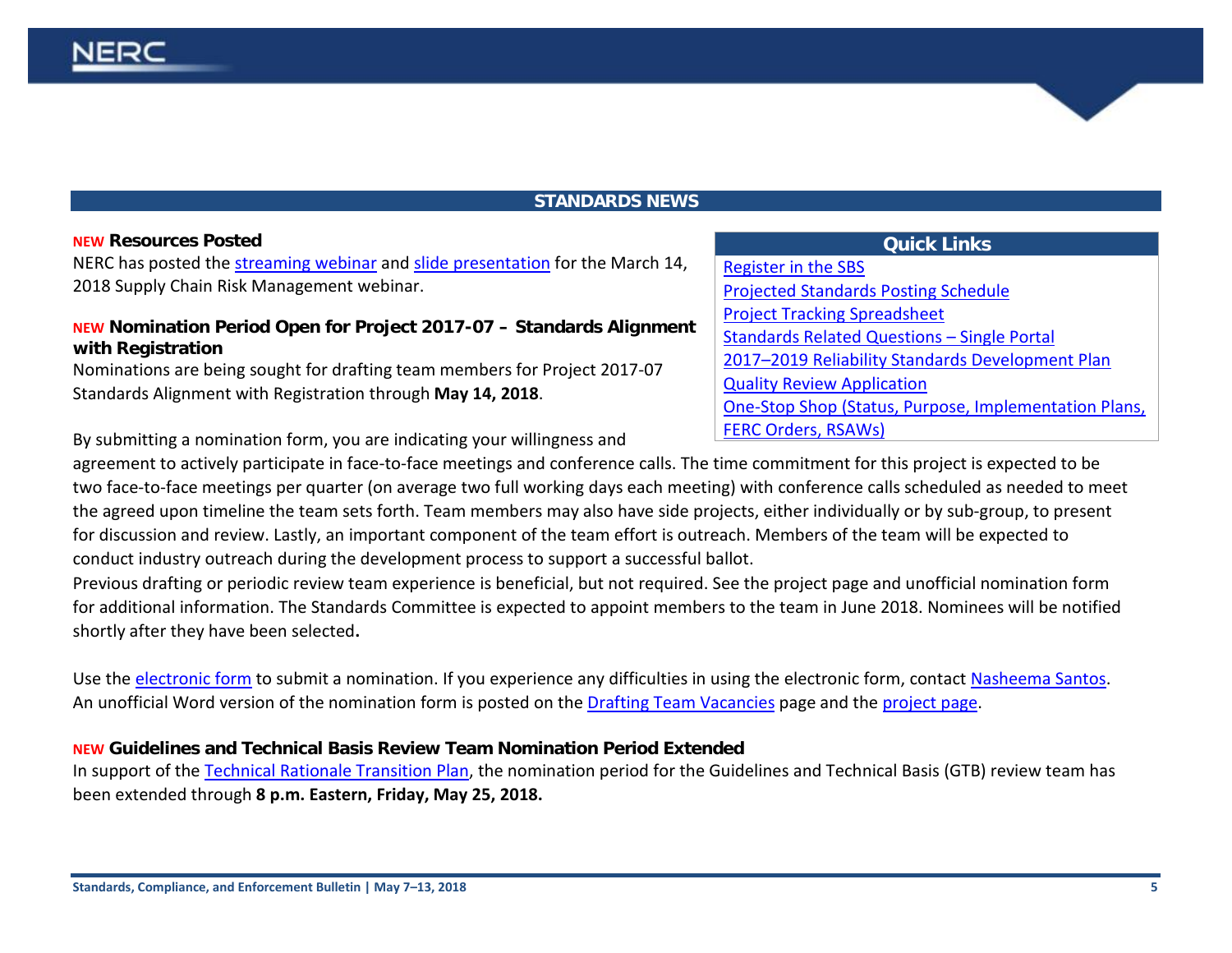## STANDARDS NEWS

### NEW Resources Posted

NERC has posted the streaming webinar and slide presentation for the March 14, 2018 Supply Chain Risk Management webinar.

### NEW Nomination Period Open for Project 2017-07 – Standards Alignment with Registration

Nominations are being sought for drafting team members for Project 2017-07 Standards Alignment with Registration through **May 14, 2018**.

By submitting a nomination form, you are indicating your willingness and agreement to actively participate in face-to-face meetings and conference calls. The time commitment for this project is expected to be two face-to-face meetings per quarter (on average two full working days each meeting) with conference calls scheduled as needed to meet the agreed upon timeline the team sets forth. Team members may also have side projects, either individually or by sub-group, to present for discussion and review. Lastly, an important component of the team effort is outreach. Members of the team will be expected to conduct industry outreach during the development process to support a successful ballot.

Previous drafting or periodic review team experience is beneficial, but not required. See the project page and unofficial nomination form for additional information. The Standards Committee is expected to appoint members to the team in June 2018. Nominees will be notified shortly after they have been selected**.**

Use the electronic form to submit a nomination. If you experience any difficulties in using the electronic form, contact Nasheema Santos. An unofficial Word version of the nomination form is posted on the Drafting Team Vacancies page and the project page.

### NEW Guidelines and Technical Basis Review Team Nomination Period Extended

In support of the Technical Rationale Transition Plan, the nomination period for the Guidelines and Technical Basis (GTB) review team has been extended through **8 p.m. Eastern, Friday, May 25, 2018.**

| Quick Links |
| --- |
| Register in the SBS |
| Projected Standards Posting Schedule |
| Project Tracking Spreadsheet |
| Standards Related Questions – Single Portal |
| 2017–2019 Reliability Standards Development Plan |
| Quality Review Application |
| One-Stop Shop (Status, Purpose, Implementation Plans, FERC Orders, RSAWs) |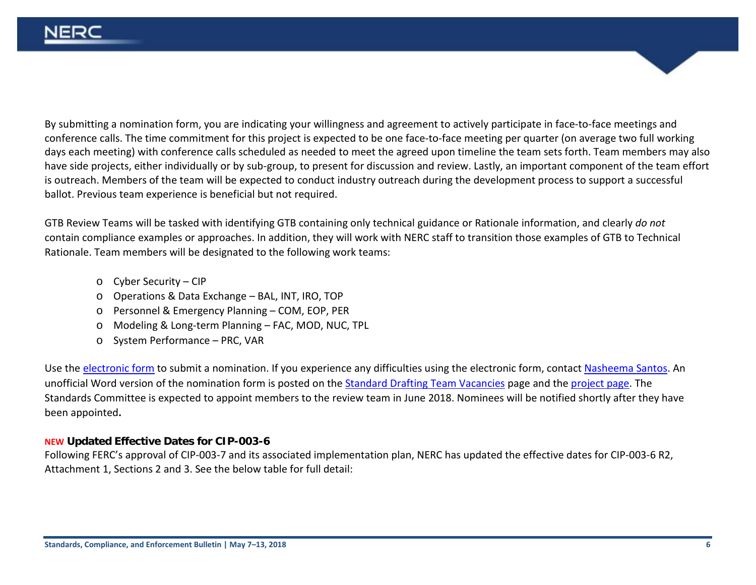By submitting a nomination form, you are indicating your willingness and agreement to actively participate in face-to-face meetings and conference calls. The time commitment for this project is expected to be one face-to-face meeting per quarter (on average two full working days each meeting) with conference calls scheduled as needed to meet the agreed upon timeline the team sets forth. Team members may also have side projects, either individually or by sub-group, to present for discussion and review. Lastly, an important component of the team effort is outreach. Members of the team will be expected to conduct industry outreach during the development process to support a successful ballot. Previous team experience is beneficial but not required.

GTB Review Teams will be tasked with identifying GTB containing only technical guidance or Rationale information, and clearly *do not* contain compliance examples or approaches. In addition, they will work with NERC staff to transition those examples of GTB to Technical Rationale. Team members will be designated to the following work teams:

- Cyber Security – CIP
- Operations & Data Exchange – BAL, INT, IRO, TOP
- Personnel & Emergency Planning – COM, EOP, PER
- Modeling & Long-term Planning – FAC, MOD, NUC, TPL
- System Performance – PRC, VAR

Use the electronic form to submit a nomination. If you experience any difficulties using the electronic form, contact Nasheema Santos. An unofficial Word version of the nomination form is posted on the Standard Drafting Team Vacancies page and the project page. The Standards Committee is expected to appoint members to the review team in June 2018. Nominees will be notified shortly after they have been appointed**.**

### NEW Updated Effective Dates for CIP-003-6

Following FERC's approval of CIP-003-7 and its associated implementation plan, NERC has updated the effective dates for CIP-003-6 R2, Attachment 1, Sections 2 and 3. See the below table for full detail: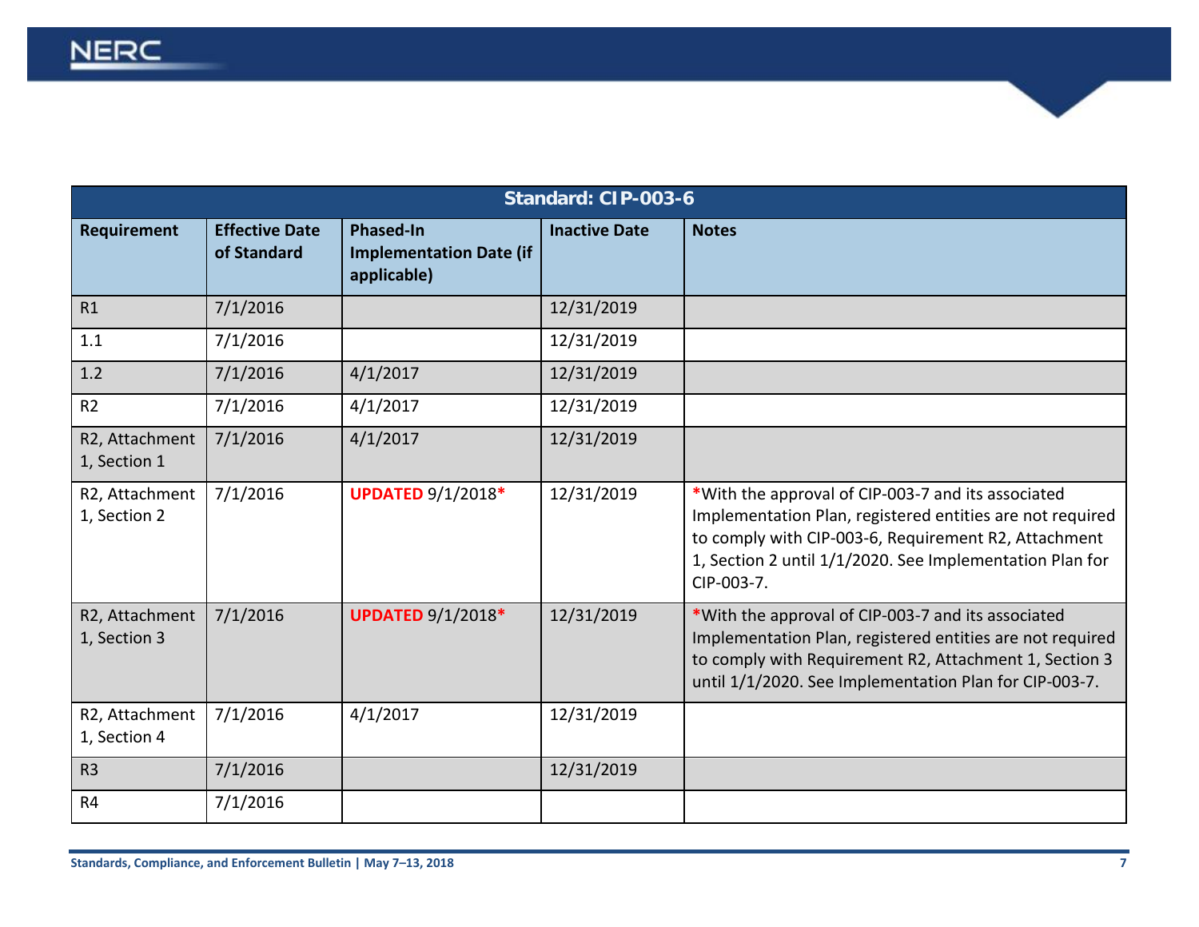| Standard: CIP-003-6 | | | | |
|---|---|---|---|---|
| **Requirement** | **Effective Date of Standard** | **Phased-In Implementation Date (if applicable)** | **Inactive Date** | **Notes** |
| R1 | 7/1/2016 | | 12/31/2019 | |
| 1.1 | 7/1/2016 | | 12/31/2019 | |
| 1.2 | 7/1/2016 | 4/1/2017 | 12/31/2019 | |
| R2 | 7/1/2016 | 4/1/2017 | 12/31/2019 | |
| R2, Attachment 1, Section 1 | 7/1/2016 | 4/1/2017 | 12/31/2019 | |
| R2, Attachment 1, Section 2 | 7/1/2016 | **UPDATED** 9/1/2018* | 12/31/2019 | *With the approval of CIP-003-7 and its associated Implementation Plan, registered entities are not required to comply with CIP-003-6, Requirement R2, Attachment 1, Section 2 until 1/1/2020. See Implementation Plan for CIP-003-7. |
| R2, Attachment 1, Section 3 | 7/1/2016 | **UPDATED** 9/1/2018* | 12/31/2019 | *With the approval of CIP-003-7 and its associated Implementation Plan, registered entities are not required to comply with Requirement R2, Attachment 1, Section 3 until 1/1/2020. See Implementation Plan for CIP-003-7. |
| R2, Attachment 1, Section 4 | 7/1/2016 | 4/1/2017 | 12/31/2019 | |
| R3 | 7/1/2016 | | 12/31/2019 | |
| R4 | 7/1/2016 | | | |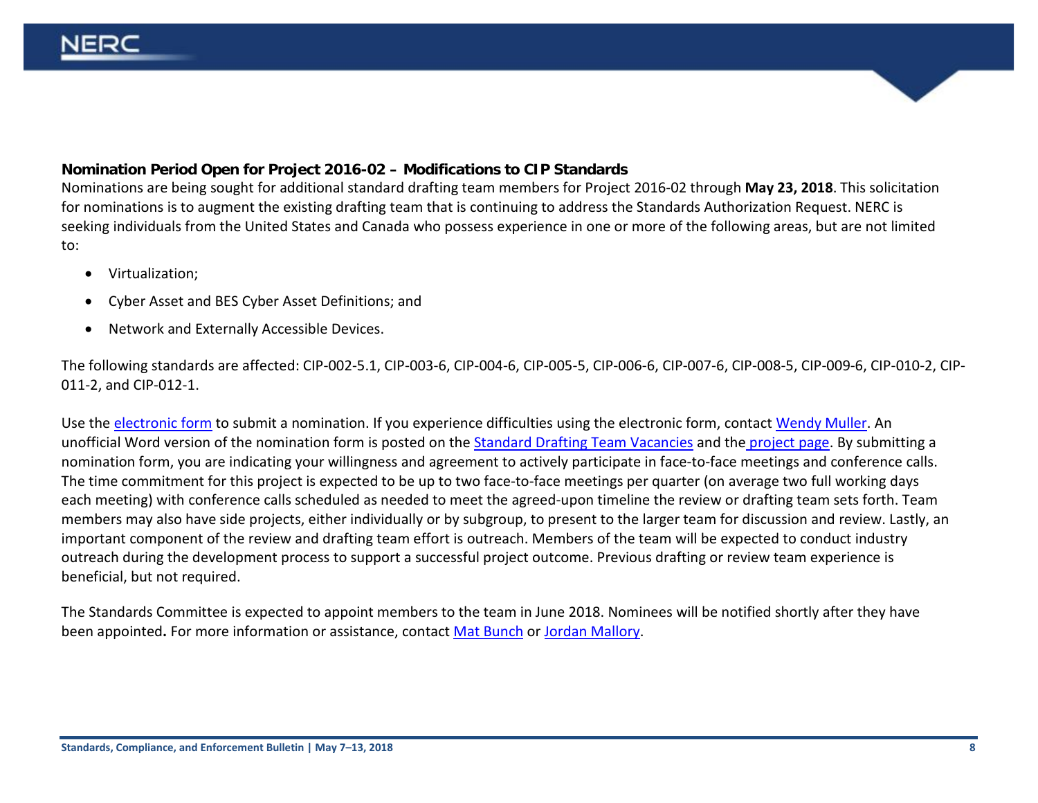### Nomination Period Open for Project 2016-02 – Modifications to CIP Standards

Nominations are being sought for additional standard drafting team members for Project 2016-02 through **May 23, 2018**. This solicitation for nominations is to augment the existing drafting team that is continuing to address the Standards Authorization Request. NERC is seeking individuals from the United States and Canada who possess experience in one or more of the following areas, but are not limited to:

- Virtualization;
- Cyber Asset and BES Cyber Asset Definitions; and
- Network and Externally Accessible Devices.

The following standards are affected: CIP-002-5.1, CIP-003-6, CIP-004-6, CIP-005-5, CIP-006-6, CIP-007-6, CIP-008-5, CIP-009-6, CIP-010-2, CIP-011-2, and CIP-012-1.

Use the electronic form to submit a nomination. If you experience difficulties using the electronic form, contact Wendy Muller. An unofficial Word version of the nomination form is posted on the Standard Drafting Team Vacancies and the project page. By submitting a nomination form, you are indicating your willingness and agreement to actively participate in face-to-face meetings and conference calls. The time commitment for this project is expected to be up to two face-to-face meetings per quarter (on average two full working days each meeting) with conference calls scheduled as needed to meet the agreed-upon timeline the review or drafting team sets forth. Team members may also have side projects, either individually or by subgroup, to present to the larger team for discussion and review. Lastly, an important component of the review and drafting team effort is outreach. Members of the team will be expected to conduct industry outreach during the development process to support a successful project outcome. Previous drafting or review team experience is beneficial, but not required.

The Standards Committee is expected to appoint members to the team in June 2018. Nominees will be notified shortly after they have been appointed. For more information or assistance, contact Mat Bunch or Jordan Mallory.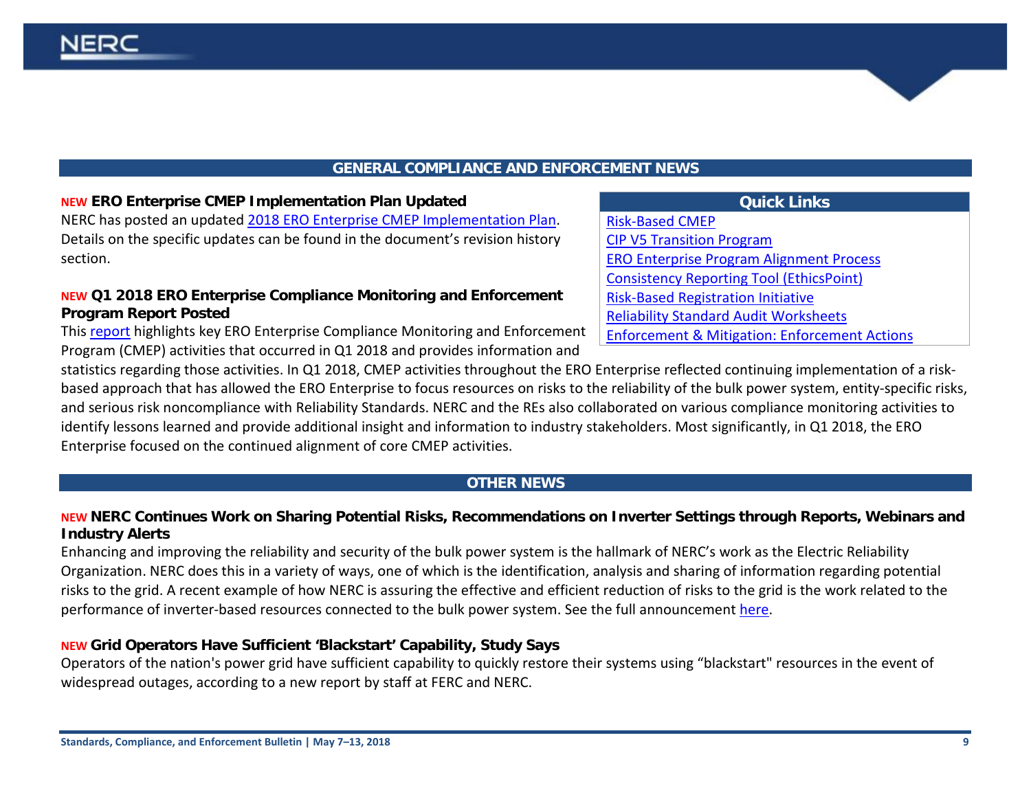## GENERAL COMPLIANCE AND ENFORCEMENT NEWS

**NEW ERO Enterprise CMEP Implementation Plan Updated**

NERC has posted an updated 2018 ERO Enterprise CMEP Implementation Plan. Details on the specific updates can be found in the document's revision history section.

| Quick Links |
| --- |
| Risk-Based CMEP |
| CIP V5 Transition Program |
| ERO Enterprise Program Alignment Process |
| Consistency Reporting Tool (EthicsPoint) |
| Risk-Based Registration Initiative |
| Reliability Standard Audit Worksheets |
| Enforcement & Mitigation: Enforcement Actions |

**NEW Q1 2018 ERO Enterprise Compliance Monitoring and Enforcement Program Report Posted**

This report highlights key ERO Enterprise Compliance Monitoring and Enforcement Program (CMEP) activities that occurred in Q1 2018 and provides information and statistics regarding those activities. In Q1 2018, CMEP activities throughout the ERO Enterprise reflected continuing implementation of a risk-based approach that has allowed the ERO Enterprise to focus resources on risks to the reliability of the bulk power system, entity-specific risks, and serious risk noncompliance with Reliability Standards. NERC and the REs also collaborated on various compliance monitoring activities to identify lessons learned and provide additional insight and information to industry stakeholders. Most significantly, in Q1 2018, the ERO Enterprise focused on the continued alignment of core CMEP activities.

## OTHER NEWS

**NEW NERC Continues Work on Sharing Potential Risks, Recommendations on Inverter Settings through Reports, Webinars and Industry Alerts**

Enhancing and improving the reliability and security of the bulk power system is the hallmark of NERC's work as the Electric Reliability Organization. NERC does this in a variety of ways, one of which is the identification, analysis and sharing of information regarding potential risks to the grid. A recent example of how NERC is assuring the effective and efficient reduction of risks to the grid is the work related to the performance of inverter-based resources connected to the bulk power system. See the full announcement here.

**NEW Grid Operators Have Sufficient 'Blackstart' Capability, Study Says**

Operators of the nation's power grid have sufficient capability to quickly restore their systems using "blackstart" resources in the event of widespread outages, according to a new report by staff at FERC and NERC.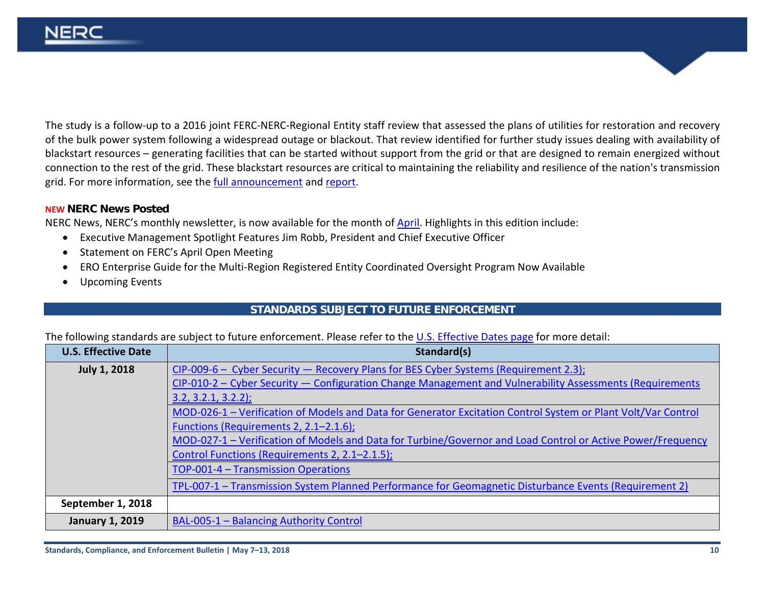The study is a follow-up to a 2016 joint FERC-NERC-Regional Entity staff review that assessed the plans of utilities for restoration and recovery of the bulk power system following a widespread outage or blackout. That review identified for further study issues dealing with availability of blackstart resources – generating facilities that can be started without support from the grid or that are designed to remain energized without connection to the rest of the grid. These blackstart resources are critical to maintaining the reliability and resilience of the nation's transmission grid. For more information, see the full announcement and report.

### NEW NERC News Posted

NERC News, NERC's monthly newsletter, is now available for the month of April. Highlights in this edition include:

- Executive Management Spotlight Features Jim Robb, President and Chief Executive Officer
- Statement on FERC's April Open Meeting
- ERO Enterprise Guide for the Multi-Region Registered Entity Coordinated Oversight Program Now Available
- Upcoming Events

## STANDARDS SUBJECT TO FUTURE ENFORCEMENT

The following standards are subject to future enforcement. Please refer to the U.S. Effective Dates page for more detail:

| U.S. Effective Date | Standard(s) |
| --- | --- |
| July 1, 2018 | CIP-009-6 – Cyber Security — Recovery Plans for BES Cyber Systems (Requirement 2.3); CIP-010-2 – Cyber Security — Configuration Change Management and Vulnerability Assessments (Requirements 3.2, 3.2.1, 3.2.2); |
| | MOD-026-1 – Verification of Models and Data for Generator Excitation Control System or Plant Volt/Var Control Functions (Requirements 2, 2.1–2.1.6); MOD-027-1 – Verification of Models and Data for Turbine/Governor and Load Control or Active Power/Frequency Control Functions (Requirements 2, 2.1–2.1.5); |
| | TOP-001-4 – Transmission Operations |
| | TPL-007-1 – Transmission System Planned Performance for Geomagnetic Disturbance Events (Requirement 2) |
| September 1, 2018 | |
| January 1, 2019 | BAL-005-1 – Balancing Authority Control |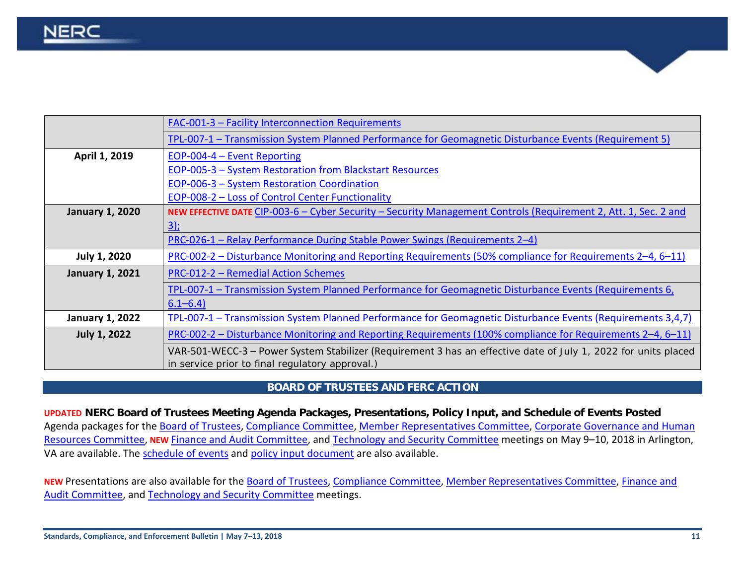| | |
|---|---|
| | FAC-001-3 – Facility Interconnection Requirements |
| | TPL-007-1 – Transmission System Planned Performance for Geomagnetic Disturbance Events (Requirement 5) |
| **April 1, 2019** | EOP-004-4 – Event Reporting<br>EOP-005-3 – System Restoration from Blackstart Resources<br>EOP-006-3 – System Restoration Coordination<br>EOP-008-2 – Loss of Control Center Functionality |
| **January 1, 2020** | **NEW EFFECTIVE DATE** CIP-003-6 – Cyber Security – Security Management Controls (Requirement 2, Att. 1, Sec. 2 and 3); |
| | PRC-026-1 – Relay Performance During Stable Power Swings (Requirements 2–4) |
| **July 1, 2020** | PRC-002-2 – Disturbance Monitoring and Reporting Requirements (50% compliance for Requirements 2–4, 6–11) |
| **January 1, 2021** | PRC-012-2 – Remedial Action Schemes |
| | TPL-007-1 – Transmission System Planned Performance for Geomagnetic Disturbance Events (Requirements 6, 6.1–6.4) |
| **January 1, 2022** | TPL-007-1 – Transmission System Planned Performance for Geomagnetic Disturbance Events (Requirements 3,4,7) |
| **July 1, 2022** | PRC-002-2 – Disturbance Monitoring and Reporting Requirements (100% compliance for Requirements 2–4, 6–11) |
| | VAR-501-WECC-3 – Power System Stabilizer (Requirement 3 has an effective date of July 1, 2022 for units placed in service prior to final regulatory approval.) |

## BOARD OF TRUSTEES AND FERC ACTION

**UPDATED NERC Board of Trustees Meeting Agenda Packages, Presentations, Policy Input, and Schedule of Events Posted**

Agenda packages for the Board of Trustees, Compliance Committee, Member Representatives Committee, Corporate Governance and Human Resources Committee, **NEW** Finance and Audit Committee, and Technology and Security Committee meetings on May 9–10, 2018 in Arlington, VA are available. The schedule of events and policy input document are also available.

**NEW** Presentations are also available for the Board of Trustees, Compliance Committee, Member Representatives Committee, Finance and Audit Committee, and Technology and Security Committee meetings.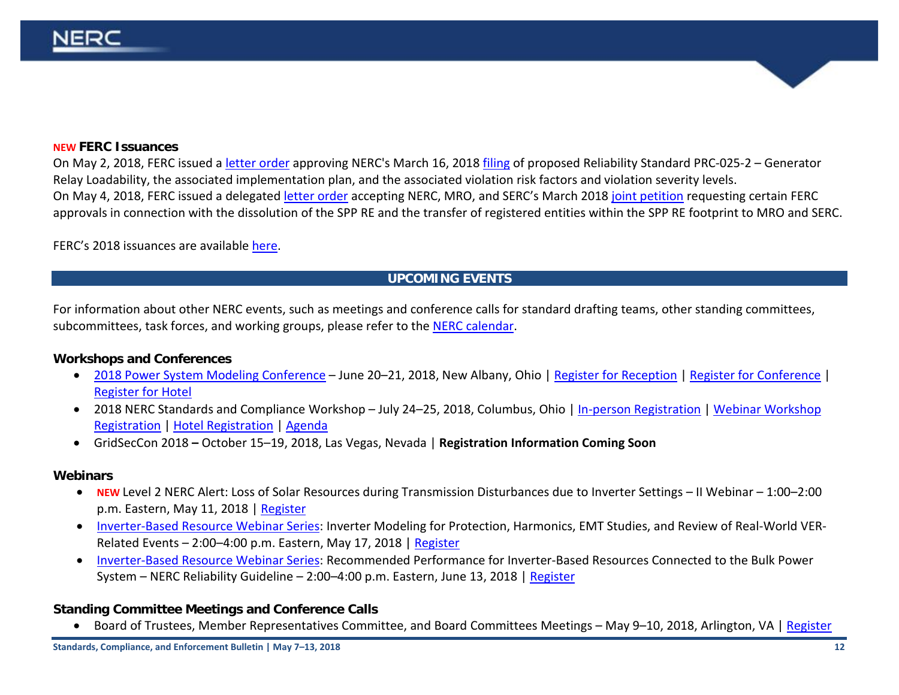### NEW FERC Issuances

On May 2, 2018, FERC issued a letter order approving NERC's March 16, 2018 filing of proposed Reliability Standard PRC-025-2 – Generator Relay Loadability, the associated implementation plan, and the associated violation risk factors and violation severity levels.
On May 4, 2018, FERC issued a delegated letter order accepting NERC, MRO, and SERC's March 2018 joint petition requesting certain FERC approvals in connection with the dissolution of the SPP RE and the transfer of registered entities within the SPP RE footprint to MRO and SERC.

FERC's 2018 issuances are available here.

## UPCOMING EVENTS

For information about other NERC events, such as meetings and conference calls for standard drafting teams, other standing committees, subcommittees, task forces, and working groups, please refer to the NERC calendar.

### Workshops and Conferences

- 2018 Power System Modeling Conference – June 20–21, 2018, New Albany, Ohio | Register for Reception | Register for Conference | Register for Hotel
- 2018 NERC Standards and Compliance Workshop – July 24–25, 2018, Columbus, Ohio | In-person Registration | Webinar Workshop Registration | Hotel Registration | Agenda
- GridSecCon 2018 **–** October 15–19, 2018, Las Vegas, Nevada | **Registration Information Coming Soon**

### Webinars

- NEW Level 2 NERC Alert: Loss of Solar Resources during Transmission Disturbances due to Inverter Settings – II Webinar – 1:00–2:00 p.m. Eastern, May 11, 2018 | Register
- Inverter-Based Resource Webinar Series: Inverter Modeling for Protection, Harmonics, EMT Studies, and Review of Real-World VER-Related Events – 2:00–4:00 p.m. Eastern, May 17, 2018 | Register
- Inverter-Based Resource Webinar Series: Recommended Performance for Inverter-Based Resources Connected to the Bulk Power System – NERC Reliability Guideline – 2:00–4:00 p.m. Eastern, June 13, 2018 | Register

### Standing Committee Meetings and Conference Calls

- Board of Trustees, Member Representatives Committee, and Board Committees Meetings – May 9–10, 2018, Arlington, VA | Register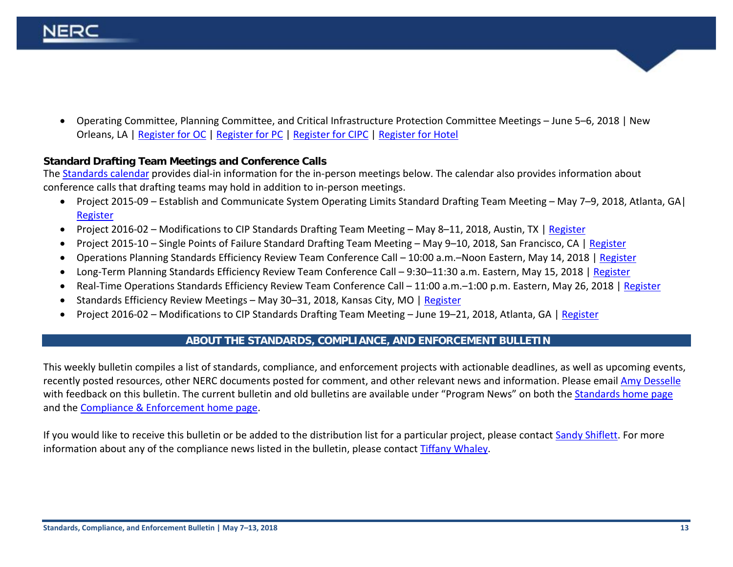- Operating Committee, Planning Committee, and Critical Infrastructure Protection Committee Meetings – June 5–6, 2018 | New Orleans, LA | Register for OC | Register for PC | Register for CIPC | Register for Hotel

**Standard Drafting Team Meetings and Conference Calls**

The Standards calendar provides dial-in information for the in-person meetings below. The calendar also provides information about conference calls that drafting teams may hold in addition to in-person meetings.

- Project 2015-09 – Establish and Communicate System Operating Limits Standard Drafting Team Meeting – May 7–9, 2018, Atlanta, GA| Register
- Project 2016-02 – Modifications to CIP Standards Drafting Team Meeting – May 8–11, 2018, Austin, TX | Register
- Project 2015-10 – Single Points of Failure Standard Drafting Team Meeting – May 9–10, 2018, San Francisco, CA | Register
- Operations Planning Standards Efficiency Review Team Conference Call – 10:00 a.m.–Noon Eastern, May 14, 2018 | Register
- Long-Term Planning Standards Efficiency Review Team Conference Call – 9:30–11:30 a.m. Eastern, May 15, 2018 | Register
- Real-Time Operations Standards Efficiency Review Team Conference Call – 11:00 a.m.–1:00 p.m. Eastern, May 26, 2018 | Register
- Standards Efficiency Review Meetings – May 30–31, 2018, Kansas City, MO | Register
- Project 2016-02 – Modifications to CIP Standards Drafting Team Meeting – June 19–21, 2018, Atlanta, GA | Register

## ABOUT THE STANDARDS, COMPLIANCE, AND ENFORCEMENT BULLETIN

This weekly bulletin compiles a list of standards, compliance, and enforcement projects with actionable deadlines, as well as upcoming events, recently posted resources, other NERC documents posted for comment, and other relevant news and information. Please email Amy Desselle with feedback on this bulletin. The current bulletin and old bulletins are available under "Program News" on both the Standards home page and the Compliance & Enforcement home page.

If you would like to receive this bulletin or be added to the distribution list for a particular project, please contact Sandy Shiflett. For more information about any of the compliance news listed in the bulletin, please contact Tiffany Whaley.